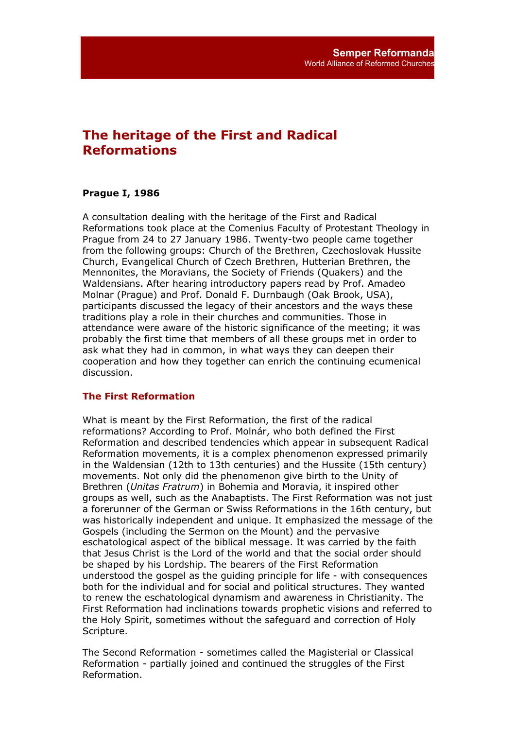# The heritage of the First and Radical Reformations

**Prague I, 1986**

A consultation dealing with the heritage of the First and Radical Reformations took place at the Comenius Faculty of Protestant Theology in Prague from 24 to 27 January 1986. Twenty-two people came together from the following groups: Church of the Brethren, Czechoslovak Hussite Church, Evangelical Church of Czech Brethren, Hutterian Brethren, the Mennonites, the Moravians, the Society of Friends (Quakers) and the Waldensians. After hearing introductory papers read by Prof. Amadeo Molnar (Prague) and Prof. Donald F. Durnbaugh (Oak Brook, USA), participants discussed the legacy of their ancestors and the ways these traditions play a role in their churches and communities. Those in attendance were aware of the historic significance of the meeting; it was probably the first time that members of all these groups met in order to ask what they had in common, in what ways they can deepen their cooperation and how they together can enrich the continuing ecumenical discussion.

## The First Reformation

What is meant by the First Reformation, the first of the radical reformations? According to Prof. Molnár, who both defined the First Reformation and described tendencies which appear in subsequent Radical Reformation movements, it is a complex phenomenon expressed primarily in the Waldensian (12th to 13th centuries) and the Hussite (15th century) movements. Not only did the phenomenon give birth to the Unity of Brethren (*Unitas Fratrum*) in Bohemia and Moravia, it inspired other groups as well, such as the Anabaptists. The First Reformation was not just a forerunner of the German or Swiss Reformations in the 16th century, but was historically independent and unique. It emphasized the message of the Gospels (including the Sermon on the Mount) and the pervasive eschatological aspect of the biblical message. It was carried by the faith that Jesus Christ is the Lord of the world and that the social order should be shaped by his Lordship. The bearers of the First Reformation understood the gospel as the guiding principle for life - with consequences both for the individual and for social and political structures. They wanted to renew the eschatological dynamism and awareness in Christianity. The First Reformation had inclinations towards prophetic visions and referred to the Holy Spirit, sometimes without the safeguard and correction of Holy Scripture.

The Second Reformation - sometimes called the Magisterial or Classical Reformation - partially joined and continued the struggles of the First Reformation.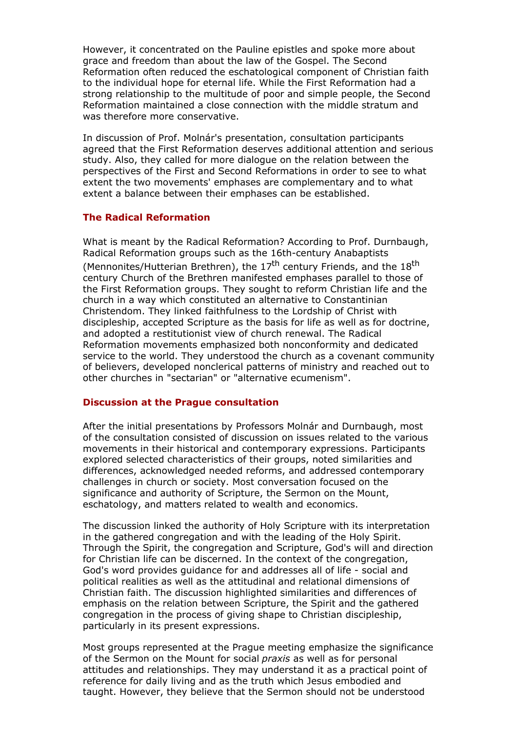However, it concentrated on the Pauline epistles and spoke more about grace and freedom than about the law of the Gospel. The Second Reformation often reduced the eschatological component of Christian faith to the individual hope for eternal life. While the First Reformation had a strong relationship to the multitude of poor and simple people, the Second Reformation maintained a close connection with the middle stratum and was therefore more conservative.

In discussion of Prof. Molnár's presentation, consultation participants agreed that the First Reformation deserves additional attention and serious study. Also, they called for more dialogue on the relation between the perspectives of the First and Second Reformations in order to see to what extent the two movements' emphases are complementary and to what extent a balance between their emphases can be established.

### The Radical Reformation

What is meant by the Radical Reformation? According to Prof. Durnbaugh, Radical Reformation groups such as the 16th-century Anabaptists (Mennonites/Hutterian Brethren), the 17th century Friends, and the 18th century Church of the Brethren manifested emphases parallel to those of the First Reformation groups. They sought to reform Christian life and the church in a way which constituted an alternative to Constantinian Christendom. They linked faithfulness to the Lordship of Christ with discipleship, accepted Scripture as the basis for life as well as for doctrine, and adopted a restitutionist view of church renewal. The Radical Reformation movements emphasized both nonconformity and dedicated service to the world. They understood the church as a covenant community of believers, developed nonclerical patterns of ministry and reached out to other churches in "sectarian" or "alternative ecumenism".

### Discussion at the Prague consultation

After the initial presentations by Professors Molnár and Durnbaugh, most of the consultation consisted of discussion on issues related to the various movements in their historical and contemporary expressions. Participants explored selected characteristics of their groups, noted similarities and differences, acknowledged needed reforms, and addressed contemporary challenges in church or society. Most conversation focused on the significance and authority of Scripture, the Sermon on the Mount, eschatology, and matters related to wealth and economics.

The discussion linked the authority of Holy Scripture with its interpretation in the gathered congregation and with the leading of the Holy Spirit. Through the Spirit, the congregation and Scripture, God's will and direction for Christian life can be discerned. In the context of the congregation, God's word provides guidance for and addresses all of life - social and political realities as well as the attitudinal and relational dimensions of Christian faith. The discussion highlighted similarities and differences of emphasis on the relation between Scripture, the Spirit and the gathered congregation in the process of giving shape to Christian discipleship, particularly in its present expressions.

Most groups represented at the Prague meeting emphasize the significance of the Sermon on the Mount for social *praxis* as well as for personal attitudes and relationships. They may understand it as a practical point of reference for daily living and as the truth which Jesus embodied and taught. However, they believe that the Sermon should not be understood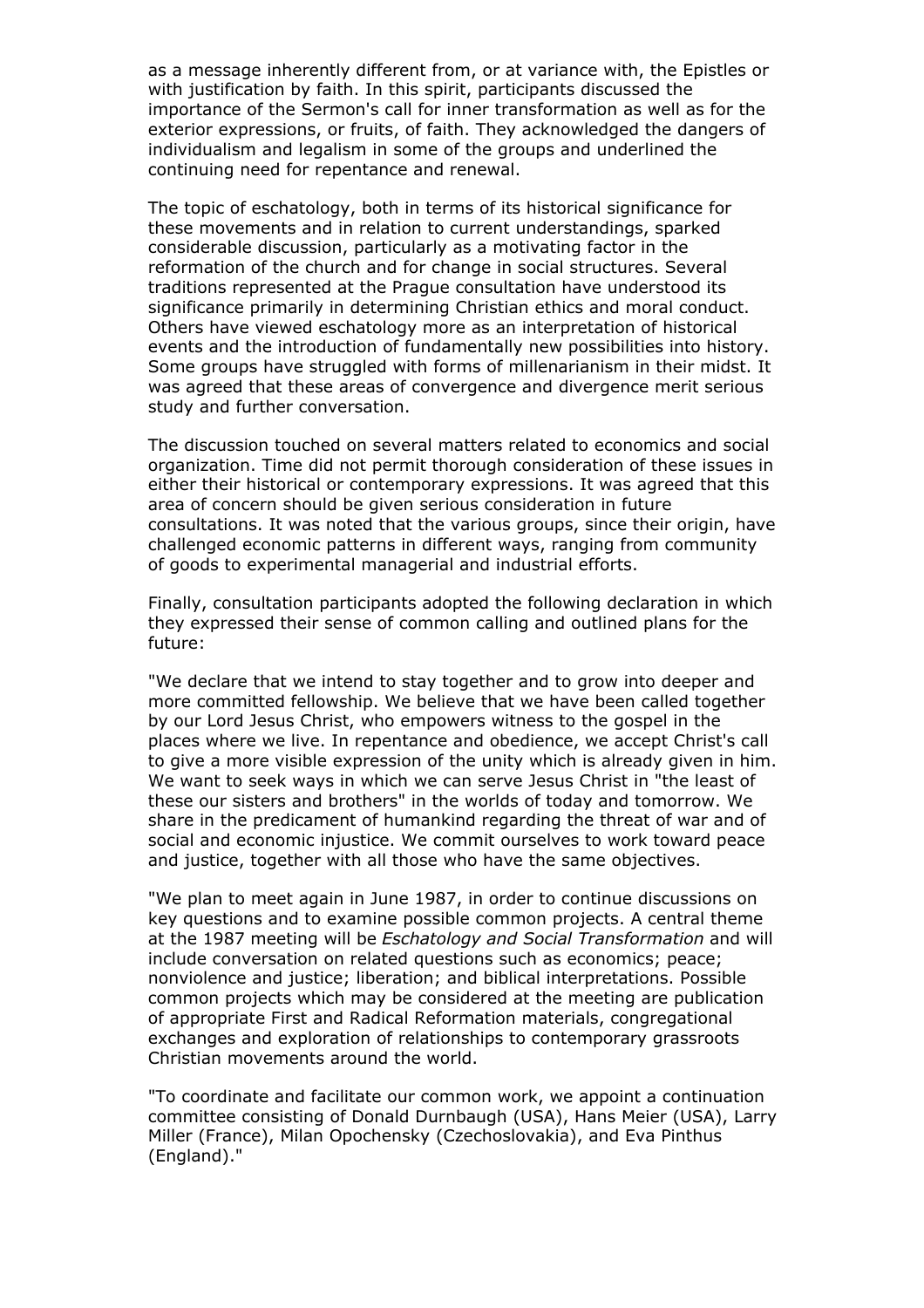as a message inherently different from, or at variance with, the Epistles or with justification by faith. In this spirit, participants discussed the importance of the Sermon's call for inner transformation as well as for the exterior expressions, or fruits, of faith. They acknowledged the dangers of individualism and legalism in some of the groups and underlined the continuing need for repentance and renewal.

The topic of eschatology, both in terms of its historical significance for these movements and in relation to current understandings, sparked considerable discussion, particularly as a motivating factor in the reformation of the church and for change in social structures. Several traditions represented at the Prague consultation have understood its significance primarily in determining Christian ethics and moral conduct. Others have viewed eschatology more as an interpretation of historical events and the introduction of fundamentally new possibilities into history. Some groups have struggled with forms of millenarianism in their midst. It was agreed that these areas of convergence and divergence merit serious study and further conversation.

The discussion touched on several matters related to economics and social organization. Time did not permit thorough consideration of these issues in either their historical or contemporary expressions. It was agreed that this area of concern should be given serious consideration in future consultations. It was noted that the various groups, since their origin, have challenged economic patterns in different ways, ranging from community of goods to experimental managerial and industrial efforts.

Finally, consultation participants adopted the following declaration in which they expressed their sense of common calling and outlined plans for the future:

"We declare that we intend to stay together and to grow into deeper and more committed fellowship. We believe that we have been called together by our Lord Jesus Christ, who empowers witness to the gospel in the places where we live. In repentance and obedience, we accept Christ's call to give a more visible expression of the unity which is already given in him. We want to seek ways in which we can serve Jesus Christ in "the least of these our sisters and brothers" in the worlds of today and tomorrow. We share in the predicament of humankind regarding the threat of war and of social and economic injustice. We commit ourselves to work toward peace and justice, together with all those who have the same objectives.

"We plan to meet again in June 1987, in order to continue discussions on key questions and to examine possible common projects. A central theme at the 1987 meeting will be *Eschatology and Social Transformation* and will include conversation on related questions such as economics; peace; nonviolence and justice; liberation; and biblical interpretations. Possible common projects which may be considered at the meeting are publication of appropriate First and Radical Reformation materials, congregational exchanges and exploration of relationships to contemporary grassroots Christian movements around the world.

"To coordinate and facilitate our common work, we appoint a continuation committee consisting of Donald Durnbaugh (USA), Hans Meier (USA), Larry Miller (France), Milan Opochensky (Czechoslovakia), and Eva Pinthus (England)."